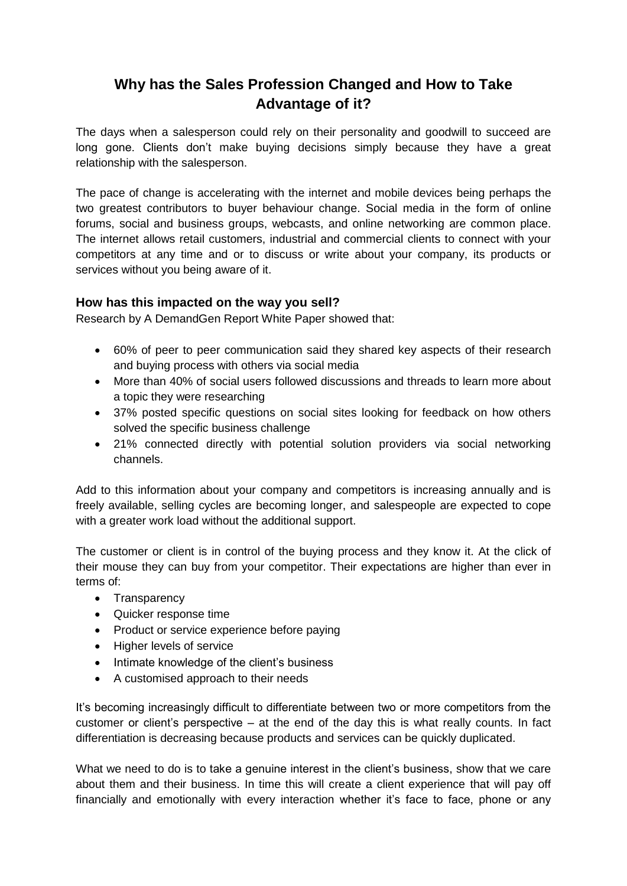# Why has the Sales Profession Changed and How to Take Advantage of it?

The days when a salesperson could rely on their personality and goodwill to succeed are long gone. Clients don't make buying decisions simply because they have a great relationship with the salesperson.

The pace of change is accelerating with the internet and mobile devices being perhaps the two greatest contributors to buyer behaviour change. Social media in the form of online forums, social and business groups, webcasts, and online networking are common place. The internet allows retail customers, industrial and commercial clients to connect with your competitors at any time and or to discuss or write about your company, its products or services without you being aware of it.

### How has this impacted on the way you sell?

Research by A DemandGen Report White Paper showed that:

- 60% of peer to peer communication said they shared key aspects of their research and buying process with others via social media
- More than 40% of social users followed discussions and threads to learn more about a topic they were researching
- 37% posted specific questions on social sites looking for feedback on how others solved the specific business challenge
- 21% connected directly with potential solution providers via social networking channels.

Add to this information about your company and competitors is increasing annually and is freely available, selling cycles are becoming longer, and salespeople are expected to cope with a greater work load without the additional support.

The customer or client is in control of the buying process and they know it. At the click of their mouse they can buy from your competitor. Their expectations are higher than ever in terms of:

- Transparency
- Quicker response time
- Product or service experience before paying
- Higher levels of service
- Intimate knowledge of the client's business
- A customised approach to their needs

It's becoming increasingly difficult to differentiate between two or more competitors from the customer or client's perspective – at the end of the day this is what really counts. In fact differentiation is decreasing because products and services can be quickly duplicated.

What we need to do is to take a genuine interest in the client's business, show that we care about them and their business. In time this will create a client experience that will pay off financially and emotionally with every interaction whether it's face to face, phone or any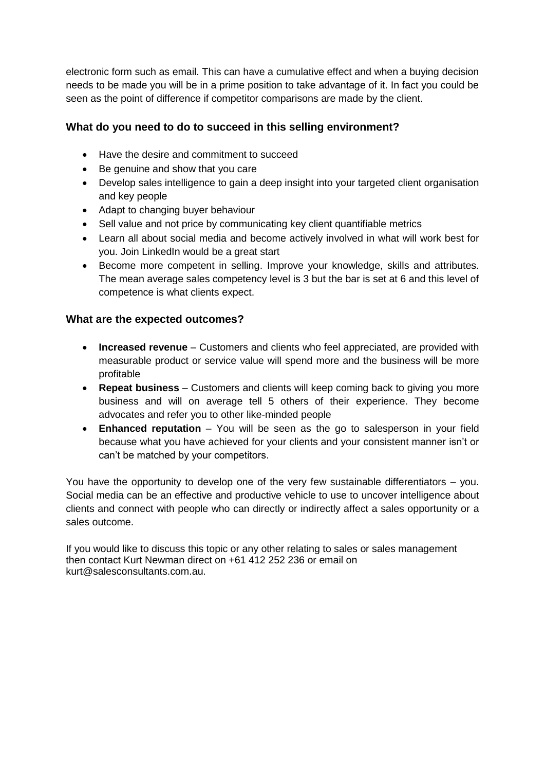electronic form such as email. This can have a cumulative effect and when a buying decision needs to be made you will be in a prime position to take advantage of it. In fact you could be seen as the point of difference if competitor comparisons are made by the client.

### What do you need to do to succeed in this selling environment?

- Have the desire and commitment to succeed
- Be genuine and show that you care
- Develop sales intelligence to gain a deep insight into your targeted client organisation and key people
- Adapt to changing buyer behaviour
- Sell value and not price by communicating key client quantifiable metrics
- Learn all about social media and become actively involved in what will work best for you. Join LinkedIn would be a great start
- Become more competent in selling. Improve your knowledge, skills and attributes. The mean average sales competency level is 3 but the bar is set at 6 and this level of competence is what clients expect.

### What are the expected outcomes?

- **Increased revenue** – Customers and clients who feel appreciated, are provided with measurable product or service value will spend more and the business will be more profitable
- **Repeat business** – Customers and clients will keep coming back to giving you more business and will on average tell 5 others of their experience. They become advocates and refer you to other like-minded people
- **Enhanced reputation** – You will be seen as the go to salesperson in your field because what you have achieved for your clients and your consistent manner isn't or can't be matched by your competitors.

You have the opportunity to develop one of the very few sustainable differentiators – you. Social media can be an effective and productive vehicle to use to uncover intelligence about clients and connect with people who can directly or indirectly affect a sales opportunity or a sales outcome.

If you would like to discuss this topic or any other relating to sales or sales management then contact Kurt Newman direct on +61 412 252 236 or email on kurt@salesconsultants.com.au.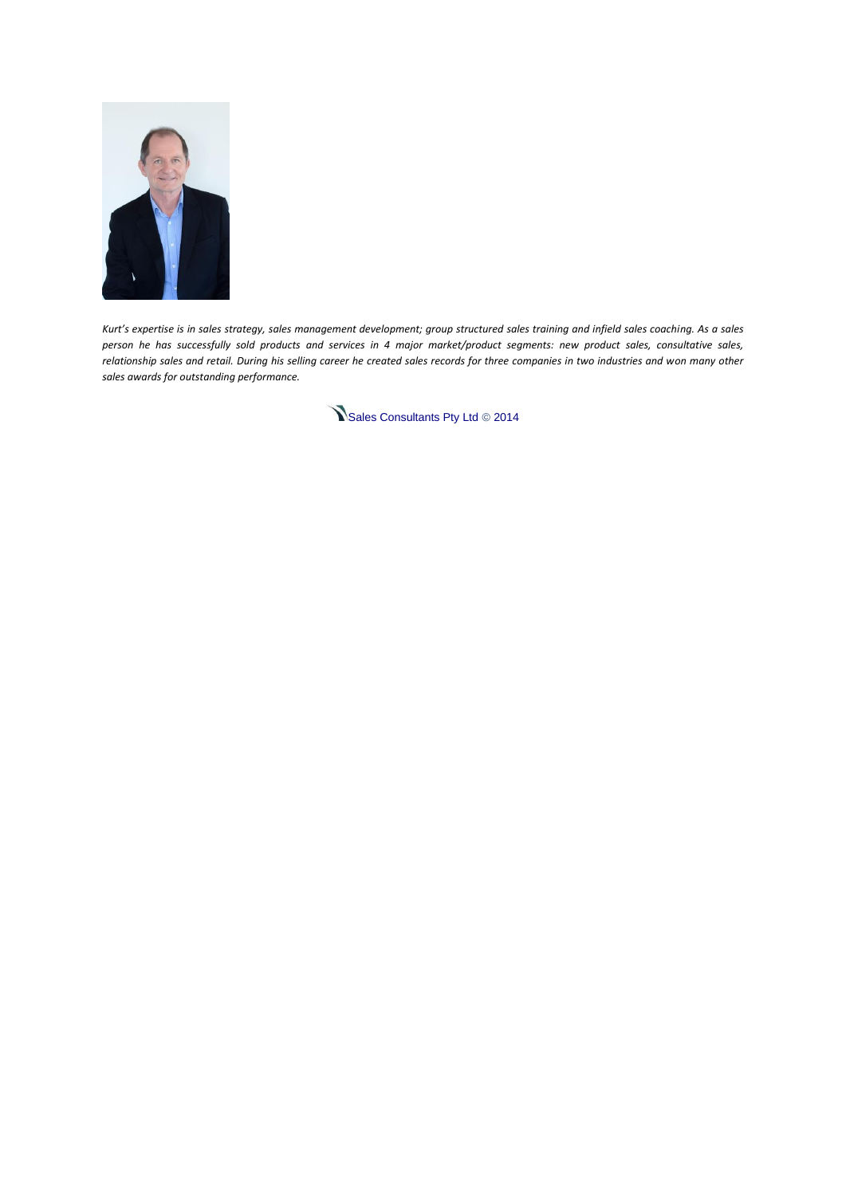*Kurt's expertise is in sales strategy, sales management development; group structured sales training and infield sales coaching. As a sales person he has successfully sold products and services in 4 major market/product segments: new product sales, consultative sales, relationship sales and retail. During his selling career he created sales records for three companies in two industries and won many other sales awards for outstanding performance.*

Sales Consultants Pty Ltd © 2014